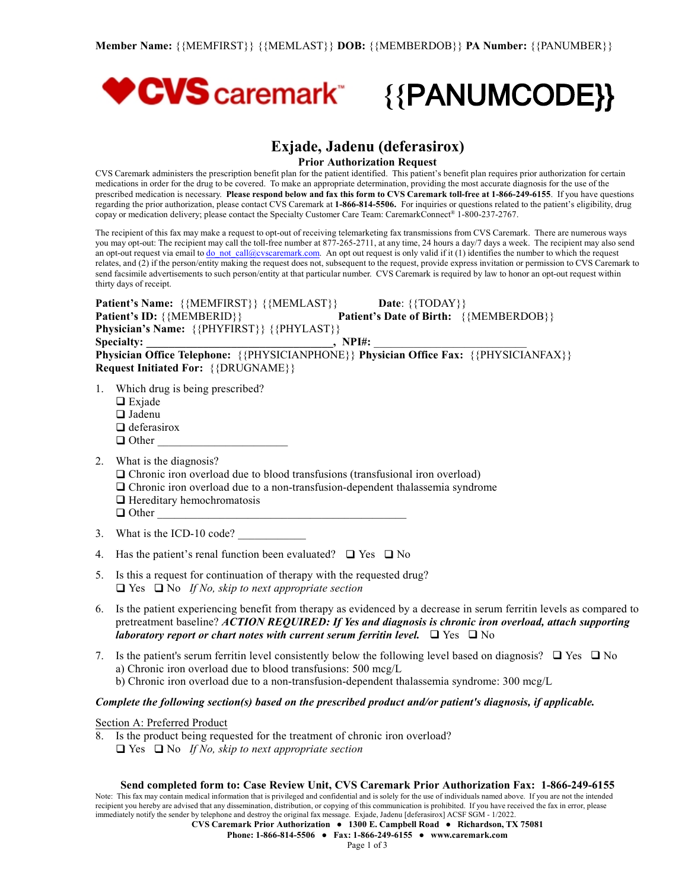**Member Name:** {{MEMFIRST}} {{MEMLAST}} **DOB:** {{MEMBERDOB}} **PA Number:** {{PANUMBER}}

CVS caremark™ **{{PANUMCODE}}**

# Exjade, Jadenu (deferasirox)

## Prior Authorization Request

CVS Caremark administers the prescription benefit plan for the patient identified. This patient's benefit plan requires prior authorization for certain medications in order for the drug to be covered. To make an appropriate determination, providing the most accurate diagnosis for the use of the prescribed medication is necessary. **Please respond below and fax this form to CVS Caremark toll-free at 1-866-249-6155**. If you have questions regarding the prior authorization, please contact CVS Caremark at **1-866-814-5506.** For inquiries or questions related to the patient's eligibility, drug copay or medication delivery; please contact the Specialty Customer Care Team: CaremarkConnect® 1-800-237-2767.

The recipient of this fax may make a request to opt-out of receiving telemarketing fax transmissions from CVS Caremark. There are numerous ways you may opt-out: The recipient may call the toll-free number at 877-265-2711, at any time, 24 hours a day/7 days a week. The recipient may also send an opt-out request via email to do_not_call@cvscaremark.com. An opt out request is only valid if it (1) identifies the number to which the request relates, and (2) if the person/entity making the request does not, subsequent to the request, provide express invitation or permission to CVS Caremark to send facsimile advertisements to such person/entity at that particular number. CVS Caremark is required by law to honor an opt-out request within thirty days of receipt.

**Patient's Name:** {{MEMFIRST}} {{MEMLAST}} **Date**: {{TODAY}}
**Patient's ID:** {{MEMBERID}} **Patient's Date of Birth:** {{MEMBERDOB}}
**Physician's Name:** {{PHYFIRST}} {{PHYLAST}}
**Specialty: \_\_\_\_\_\_\_\_\_\_\_\_\_\_\_\_\_\_\_\_\_\_\_\_\_\_\_\_\_\_\_\_, NPI#:** \_\_\_\_\_\_\_\_\_\_\_\_\_\_\_\_\_\_\_\_\_\_\_\_\_\_
**Physician Office Telephone:** {{PHYSICIANPHONE}} **Physician Office Fax:** {{PHYSICIANFAX}}
**Request Initiated For:** {{DRUGNAME}}

1. Which drug is being prescribed?
   ❑ Exjade
   ❑ Jadenu
   ❑ deferasirox
   ❑ Other \_\_\_\_\_\_\_\_\_\_\_\_\_\_\_\_\_\_\_\_\_\_
2. What is the diagnosis?
   ❑ Chronic iron overload due to blood transfusions (transfusional iron overload)
   ❑ Chronic iron overload due to a non-transfusion-dependent thalassemia syndrome
   ❑ Hereditary hemochromatosis
   ❑ Other \_\_\_\_\_\_\_\_\_\_\_\_\_\_\_\_\_\_\_\_\_\_\_\_\_\_\_\_\_\_\_\_\_\_\_\_\_\_\_\_\_\_\_\_
3. What is the ICD-10 code? \_\_\_\_\_\_\_\_\_\_\_\_
4. Has the patient's renal function been evaluated? ❑ Yes ❑ No
5. Is this a request for continuation of therapy with the requested drug?
   ❑ Yes ❑ No *If No, skip to next appropriate section*
6. Is the patient experiencing benefit from therapy as evidenced by a decrease in serum ferritin levels as compared to pretreatment baseline? ***ACTION REQUIRED: If Yes and diagnosis is chronic iron overload, attach supporting laboratory report or chart notes with current serum ferritin level.*** ❑ Yes ❑ No
7. Is the patient's serum ferritin level consistently below the following level based on diagnosis? ❑ Yes ❑ No
   a) Chronic iron overload due to blood transfusions: 500 mcg/L
   b) Chronic iron overload due to a non-transfusion-dependent thalassemia syndrome: 300 mcg/L

***Complete the following section(s) based on the prescribed product and/or patient's diagnosis, if applicable.***

Section A: Preferred Product

8. Is the product being requested for the treatment of chronic iron overload?
   ❑ Yes ❑ No *If No, skip to next appropriate section*

**Send completed form to: Case Review Unit, CVS Caremark Prior Authorization Fax: 1-866-249-6155**

Note: This fax may contain medical information that is privileged and confidential and is solely for the use of individuals named above. If you are not the intended recipient you hereby are advised that any dissemination, distribution, or copying of this communication is prohibited. If you have received the fax in error, please immediately notify the sender by telephone and destroy the original fax message. Exjade, Jadenu [deferasirox] ACSF SGM - 1/2022.

**CVS Caremark Prior Authorization ● 1300 E. Campbell Road ● Richardson, TX 75081**
**Phone: 1-866-814-5506 ● Fax: 1-866-249-6155 ● www.caremark.com**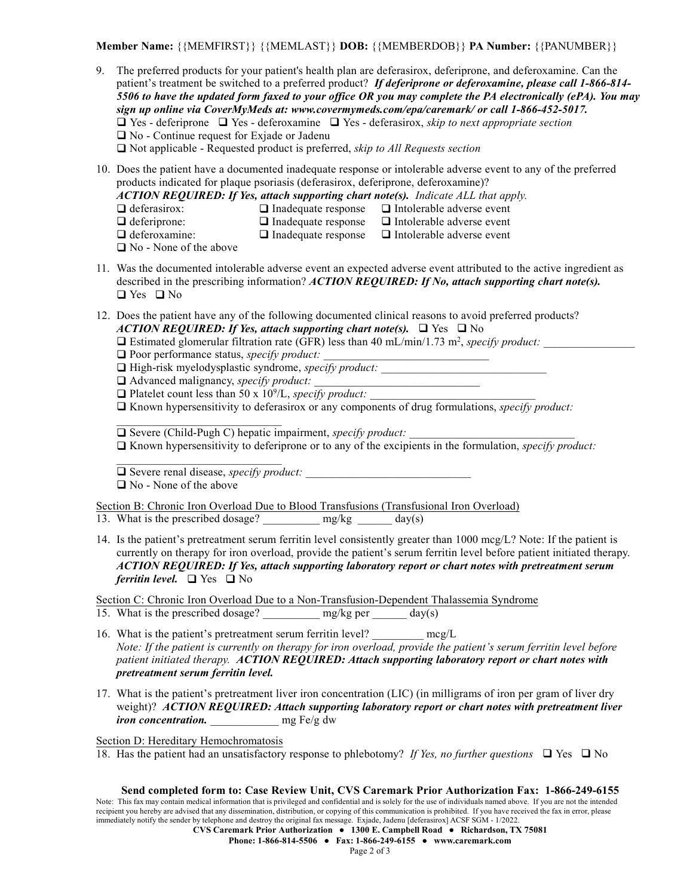**Member Name:** {{MEMFIRST}} {{MEMLAST}} **DOB:** {{MEMBERDOB}} **PA Number:** {{PANUMBER}}

9. The preferred products for your patient's health plan are deferasirox, deferiprone, and deferoxamine. Can the patient's treatment be switched to a preferred product? ***If deferiprone or deferoxamine, please call 1-866-814-5506 to have the updated form faxed to your office OR you may complete the PA electronically (ePA). You may sign up online via CoverMyMeds at: www.covermymeds.com/epa/caremark/ or call 1-866-452-5017.***
   - ❑ Yes - deferiprone ❑ Yes - deferoxamine ❑ Yes - deferasirox, *skip to next appropriate section*
   - ❑ No - Continue request for Exjade or Jadenu
   - ❑ Not applicable - Requested product is preferred, *skip to All Requests section*

10. Does the patient have a documented inadequate response or intolerable adverse event to any of the preferred products indicated for plaque psoriasis (deferasirox, deferiprone, deferoxamine)?
    ***ACTION REQUIRED: If Yes, attach supporting chart note(s).*** *Indicate ALL that apply.*
    - ❑ deferasirox: ❑ Inadequate response ❑ Intolerable adverse event
    - ❑ deferiprone: ❑ Inadequate response ❑ Intolerable adverse event
    - ❑ deferoxamine: ❑ Inadequate response ❑ Intolerable adverse event
    - ❑ No - None of the above

11. Was the documented intolerable adverse event an expected adverse event attributed to the active ingredient as described in the prescribing information? ***ACTION REQUIRED: If No, attach supporting chart note(s).***
    ❑ Yes ❑ No

12. Does the patient have any of the following documented clinical reasons to avoid preferred products?
    ***ACTION REQUIRED: If Yes, attach supporting chart note(s).*** ❑ Yes ❑ No
    - ❑ Estimated glomerular filtration rate (GFR) less than 40 mL/min/1.73 $m^2$, *specify product:* ________________
    - ❑ Poor performance status, *specify product:* ______________________________
    - ❑ High-risk myelodysplastic syndrome, *specify product:* ______________________________
    - ❑ Advanced malignancy, *specify product:* ______________________________
    - ❑ Platelet count less than 50 x $10^9$/L, *specify product:* ______________________________
    - ❑ Known hypersensitivity to deferasirox or any components of drug formulations, *specify product:* ______________________________
    - ❑ Severe (Child-Pugh C) hepatic impairment, *specify product:* ______________________________
    - ❑ Known hypersensitivity to deferiprone or to any of the excipients in the formulation, *specify product:* ______________________________
    - ❑ Severe renal disease, *specify product:* ______________________________
    - ❑ No - None of the above

Section B: Chronic Iron Overload Due to Blood Transfusions (Transfusional Iron Overload)

13. What is the prescribed dosage? __________ mg/kg ______ day(s)

14. Is the patient's pretreatment serum ferritin level consistently greater than 1000 mcg/L? Note: If the patient is currently on therapy for iron overload, provide the patient's serum ferritin level before patient initiated therapy. ***ACTION REQUIRED: If Yes, attach supporting laboratory report or chart notes with pretreatment serum ferritin level.*** ❑ Yes ❑ No

Section C: Chronic Iron Overload Due to a Non-Transfusion-Dependent Thalassemia Syndrome

15. What is the prescribed dosage? __________ mg/kg per ______ day(s)

16. What is the patient's pretreatment serum ferritin level? _________ mcg/L
    *Note: If the patient is currently on therapy for iron overload, provide the patient's serum ferritin level before patient initiated therapy.* ***ACTION REQUIRED: Attach supporting laboratory report or chart notes with pretreatment serum ferritin level.***

17. What is the patient's pretreatment liver iron concentration (LIC) (in milligrams of iron per gram of liver dry weight)? ***ACTION REQUIRED: Attach supporting laboratory report or chart notes with pretreatment liver iron concentration.*** ____________ mg Fe/g dw

Section D: Hereditary Hemochromatosis

18. Has the patient had an unsatisfactory response to phlebotomy? *If Yes, no further questions* ❑ Yes ❑ No

**Send completed form to: Case Review Unit, CVS Caremark Prior Authorization Fax: 1-866-249-6155**

Note: This fax may contain medical information that is privileged and confidential and is solely for the use of individuals named above. If you are not the intended recipient you hereby are advised that any dissemination, distribution, or copying of this communication is prohibited. If you have received the fax in error, please immediately notify the sender by telephone and destroy the original fax message. Exjade, Jadenu [deferasirox] ACSF SGM - 1/2022.

**CVS Caremark Prior Authorization ● 1300 E. Campbell Road ● Richardson, TX 75081**

**Phone: 1-866-814-5506 ● Fax: 1-866-249-6155 ● www.caremark.com**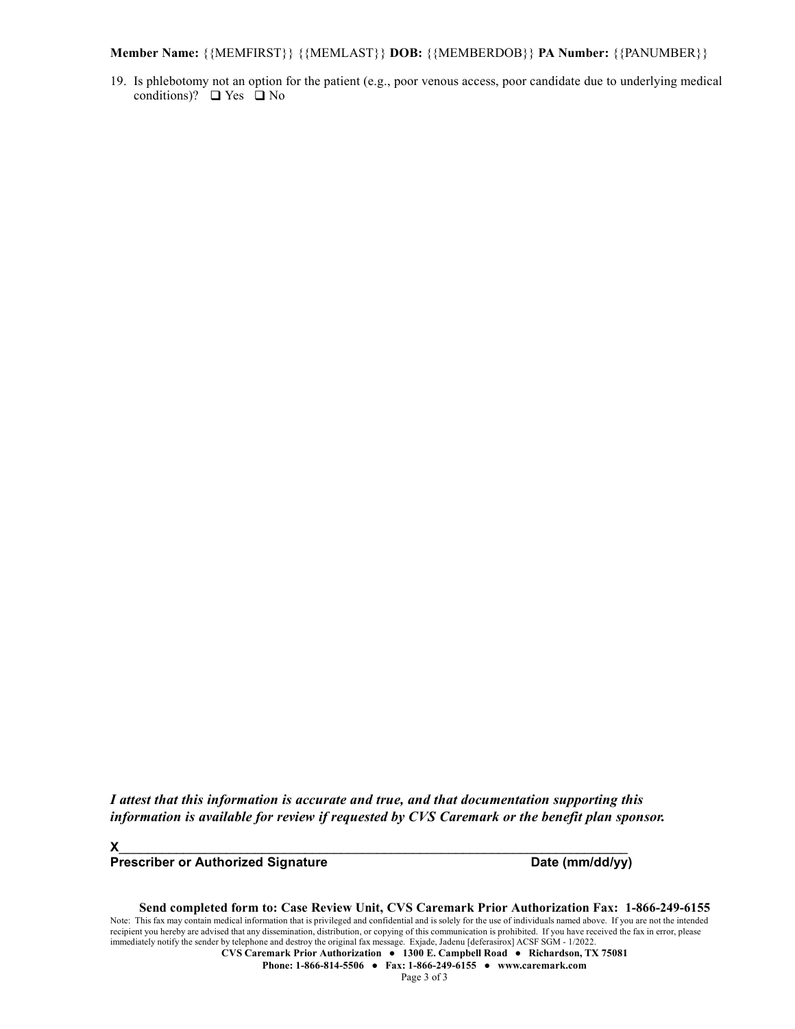**Member Name:** {{MEMFIRST}} {{MEMLAST}} **DOB:** {{MEMBERDOB}} **PA Number:** {{PANUMBER}}

19. Is phlebotomy not an option for the patient (e.g., poor venous access, poor candidate due to underlying medical conditions)? ❑ Yes ❑ No

***I attest that this information is accurate and true, and that documentation supporting this information is available for review if requested by CVS Caremark or the benefit plan sponsor.***

**X**\_\_\_\_\_\_\_\_\_\_\_\_\_\_\_\_\_\_\_\_\_\_\_\_\_\_\_\_\_\_\_\_\_\_\_\_\_\_\_\_\_\_\_\_\_\_\_\_\_\_\_\_\_\_\_\_\_\_\_\_\_\_\_\_\_\_\_\_\_\_\_\_\_\_

**Prescriber or Authorized Signature** **Date (mm/dd/yy)**

**Send completed form to: Case Review Unit, CVS Caremark Prior Authorization Fax: 1-866-249-6155**

Note: This fax may contain medical information that is privileged and confidential and is solely for the use of individuals named above. If you are not the intended recipient you hereby are advised that any dissemination, distribution, or copying of this communication is prohibited. If you have received the fax in error, please immediately notify the sender by telephone and destroy the original fax message. Exjade, Jadenu [deferasirox] ACSF SGM - 1/2022.

**CVS Caremark Prior Authorization ● 1300 E. Campbell Road ● Richardson, TX 75081**

**Phone: 1-866-814-5506 ● Fax: 1-866-249-6155 ● www.caremark.com**